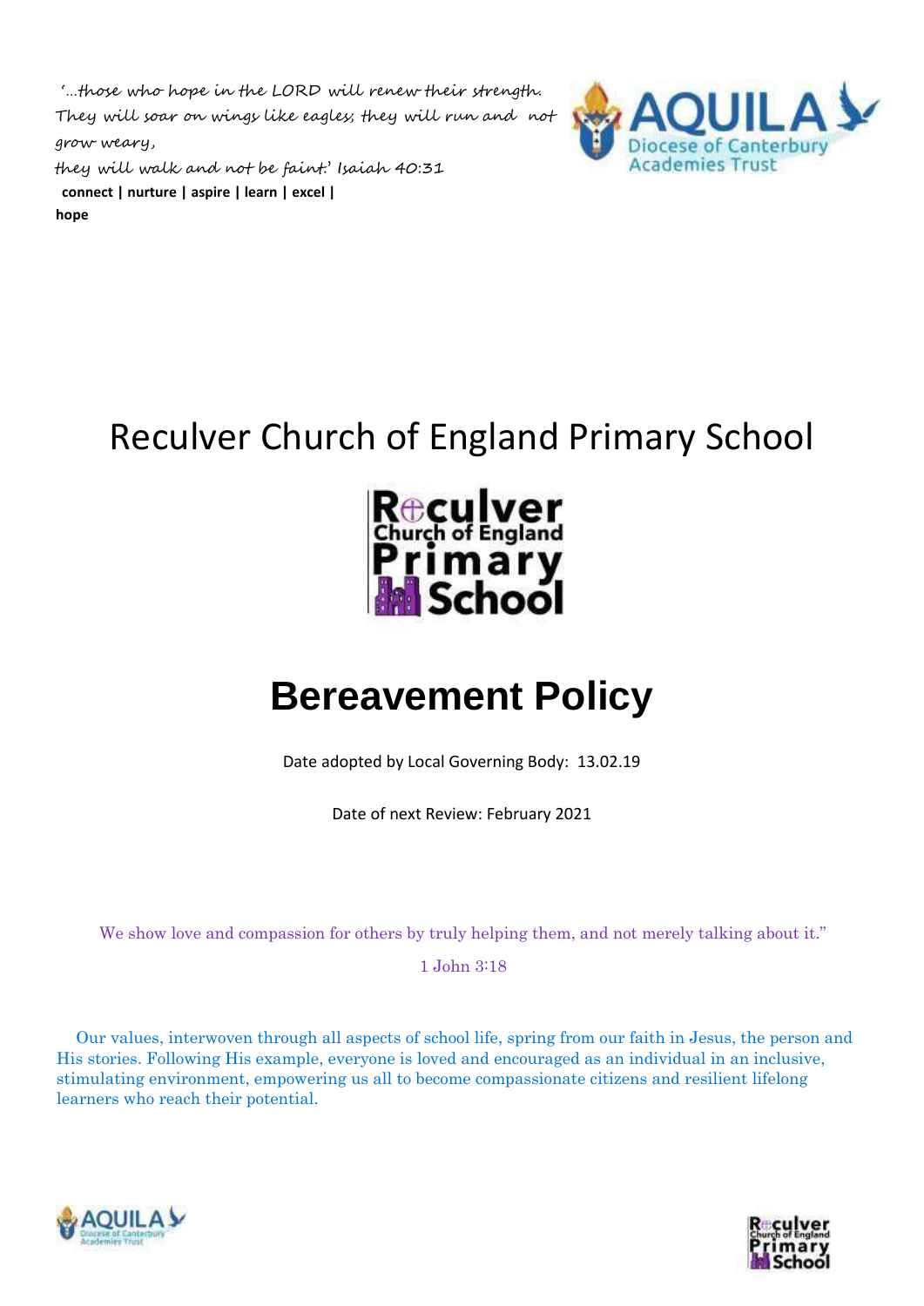'...those who hope in the LORD will renew their strength. They will soar on wings like eagles; they will run and not grow weary, they will walk and not be faint.' Isaiah 40:31

**connect | nurture | aspire | learn | excel | hope**

# Reculver Church of England Primary School

# Bereavement Policy

Date adopted by Local Governing Body: 13.02.19

Date of next Review: February 2021

We show love and compassion for others by truly helping them, and not merely talking about it."

1 John 3:18

Our values, interwoven through all aspects of school life, spring from our faith in Jesus, the person and His stories. Following His example, everyone is loved and encouraged as an individual in an inclusive, stimulating environment, empowering us all to become compassionate citizens and resilient lifelong learners who reach their potential.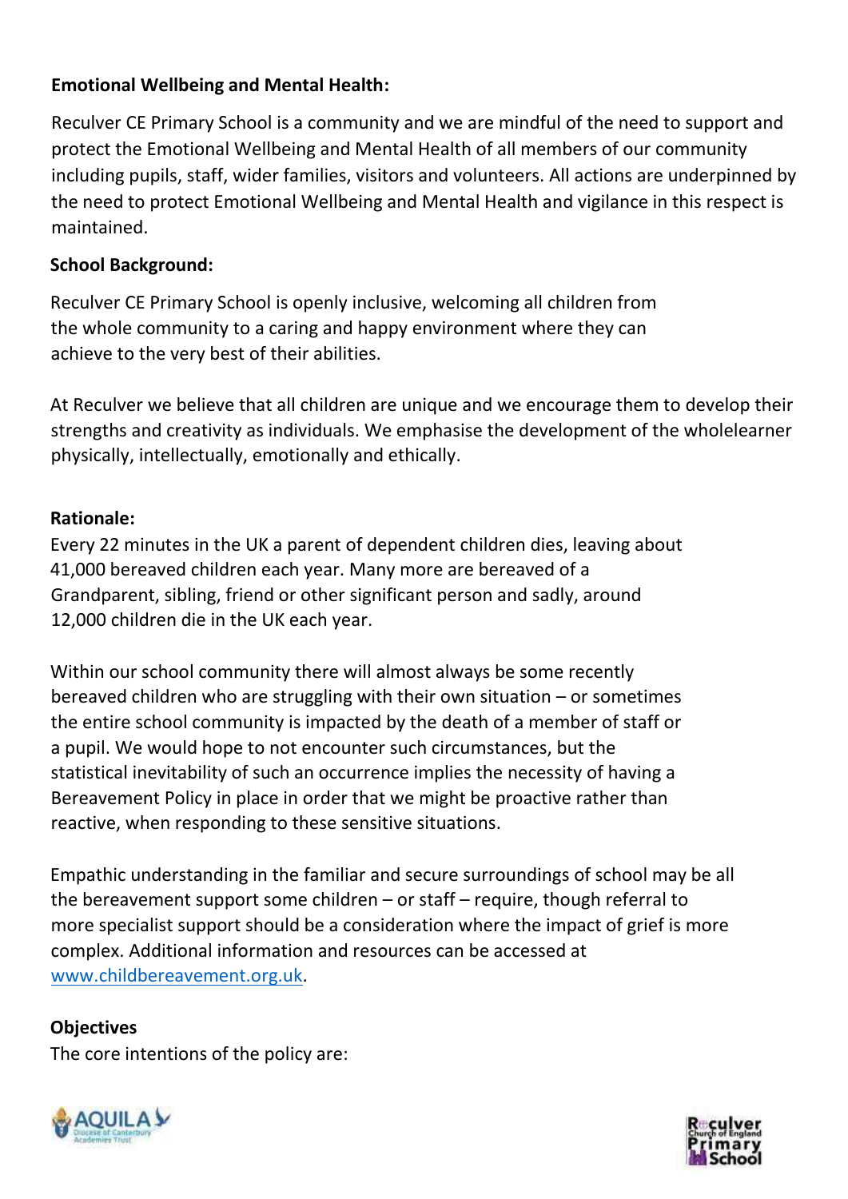**Emotional Wellbeing and Mental Health:**

Reculver CE Primary School is a community and we are mindful of the need to support and protect the Emotional Wellbeing and Mental Health of all members of our community including pupils, staff, wider families, visitors and volunteers. All actions are underpinned by the need to protect Emotional Wellbeing and Mental Health and vigilance in this respect is maintained.

**School Background:**

Reculver CE Primary School is openly inclusive, welcoming all children from the whole community to a caring and happy environment where they can achieve to the very best of their abilities.

At Reculver we believe that all children are unique and we encourage them to develop their strengths and creativity as individuals. We emphasise the development of the wholelearner physically, intellectually, emotionally and ethically.

**Rationale:**

Every 22 minutes in the UK a parent of dependent children dies, leaving about 41,000 bereaved children each year. Many more are bereaved of a Grandparent, sibling, friend or other significant person and sadly, around 12,000 children die in the UK each year.

Within our school community there will almost always be some recently bereaved children who are struggling with their own situation – or sometimes the entire school community is impacted by the death of a member of staff or a pupil. We would hope to not encounter such circumstances, but the statistical inevitability of such an occurrence implies the necessity of having a Bereavement Policy in place in order that we might be proactive rather than reactive, when responding to these sensitive situations.

Empathic understanding in the familiar and secure surroundings of school may be all the bereavement support some children – or staff – require, though referral to more specialist support should be a consideration where the impact of grief is more complex. Additional information and resources can be accessed at www.childbereavement.org.uk.

**Objectives**

The core intentions of the policy are: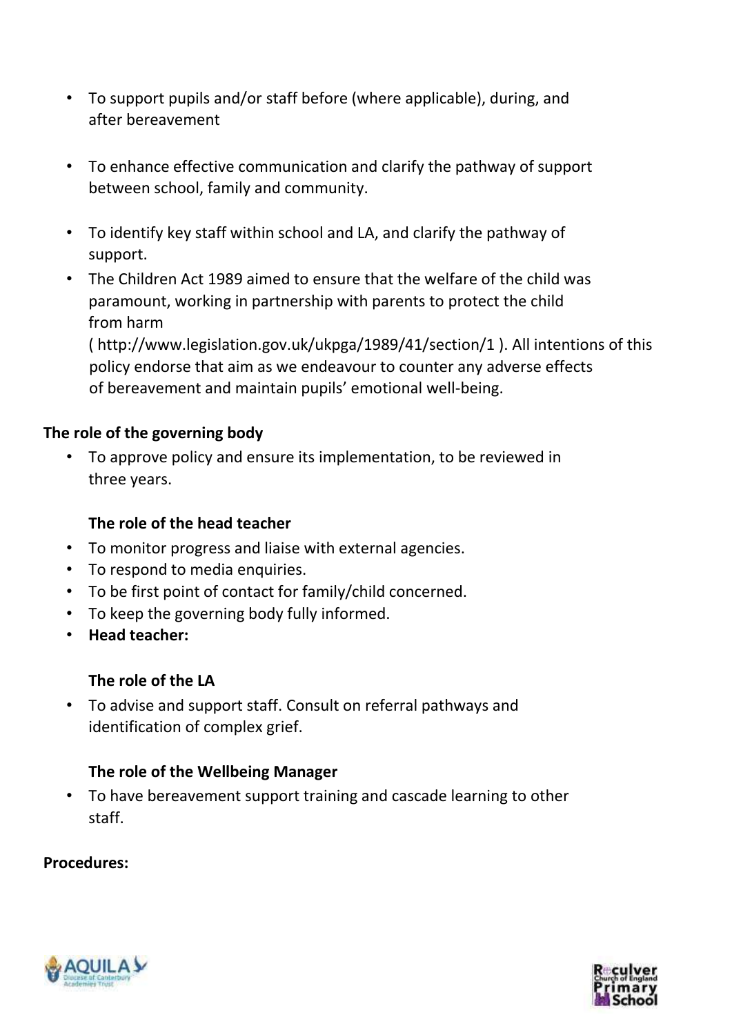- To support pupils and/or staff before (where applicable), during, and after bereavement

- To enhance effective communication and clarify the pathway of support between school, family and community.

- To identify key staff within school and LA, and clarify the pathway of support.
- The Children Act 1989 aimed to ensure that the welfare of the child was paramount, working in partnership with parents to protect the child from harm ( http://www.legislation.gov.uk/ukpga/1989/41/section/1 ). All intentions of this policy endorse that aim as we endeavour to counter any adverse effects of bereavement and maintain pupils' emotional well-being.

**The role of the governing body**

- To approve policy and ensure its implementation, to be reviewed in three years.

**The role of the head teacher**

- To monitor progress and liaise with external agencies.
- To respond to media enquiries.
- To be first point of contact for family/child concerned.
- To keep the governing body fully informed.
- **Head teacher:**

**The role of the LA**

- To advise and support staff. Consult on referral pathways and identification of complex grief.

**The role of the Wellbeing Manager**

- To have bereavement support training and cascade learning to other staff.

**Procedures:**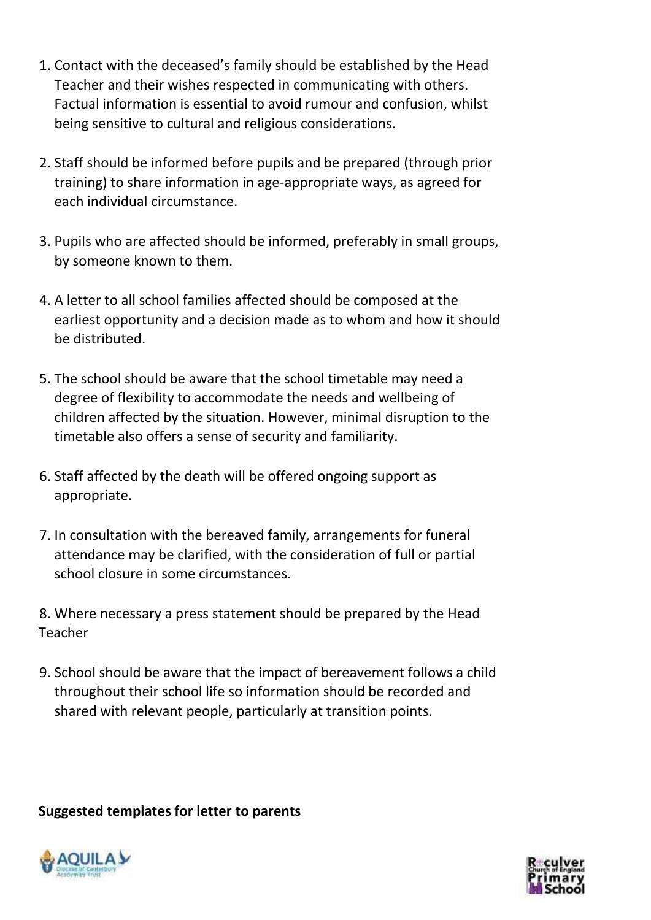1. Contact with the deceased's family should be established by the Head Teacher and their wishes respected in communicating with others. Factual information is essential to avoid rumour and confusion, whilst being sensitive to cultural and religious considerations.

2. Staff should be informed before pupils and be prepared (through prior training) to share information in age-appropriate ways, as agreed for each individual circumstance.

3. Pupils who are affected should be informed, preferably in small groups, by someone known to them.

4. A letter to all school families affected should be composed at the earliest opportunity and a decision made as to whom and how it should be distributed.

5. The school should be aware that the school timetable may need a degree of flexibility to accommodate the needs and wellbeing of children affected by the situation. However, minimal disruption to the timetable also offers a sense of security and familiarity.

6. Staff affected by the death will be offered ongoing support as appropriate.

7. In consultation with the bereaved family, arrangements for funeral attendance may be clarified, with the consideration of full or partial school closure in some circumstances.

8. Where necessary a press statement should be prepared by the Head Teacher

9. School should be aware that the impact of bereavement follows a child throughout their school life so information should be recorded and shared with relevant people, particularly at transition points.

**Suggested templates for letter to parents**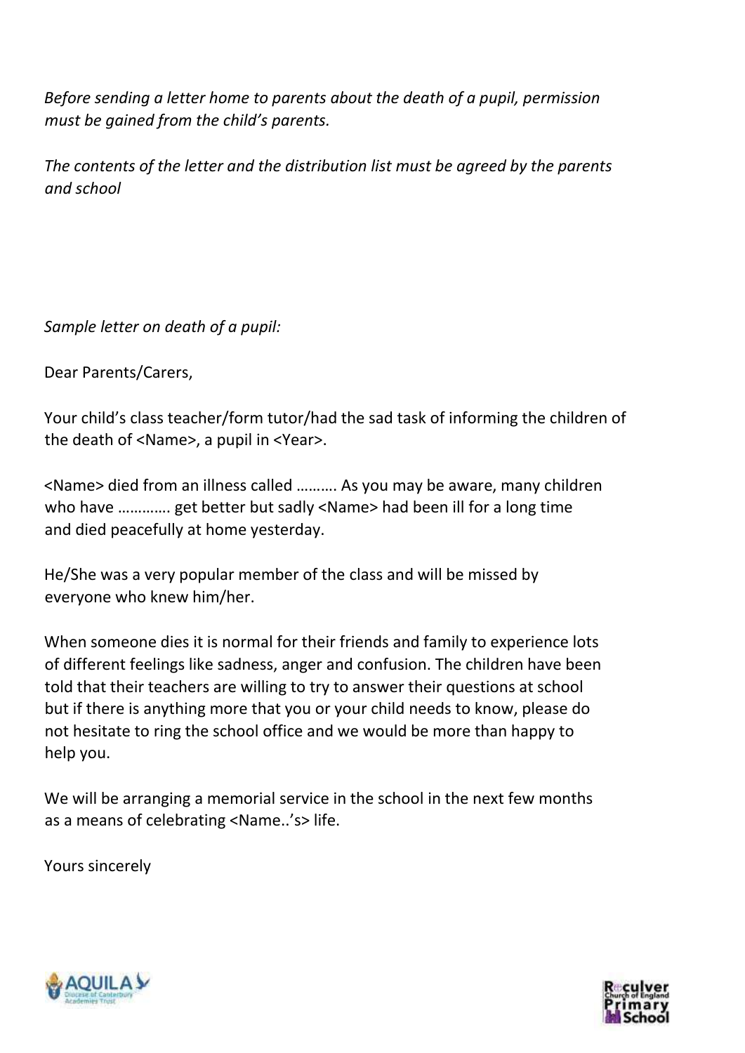*Before sending a letter home to parents about the death of a pupil, permission must be gained from the child's parents.*

*The contents of the letter and the distribution list must be agreed by the parents and school*

*Sample letter on death of a pupil:*

Dear Parents/Carers,

Your child's class teacher/form tutor/had the sad task of informing the children of the death of <Name>, a pupil in <Year>.

<Name> died from an illness called ………. As you may be aware, many children who have …………. get better but sadly <Name> had been ill for a long time and died peacefully at home yesterday.

He/She was a very popular member of the class and will be missed by everyone who knew him/her.

When someone dies it is normal for their friends and family to experience lots of different feelings like sadness, anger and confusion. The children have been told that their teachers are willing to try to answer their questions at school but if there is anything more that you or your child needs to know, please do not hesitate to ring the school office and we would be more than happy to help you.

We will be arranging a memorial service in the school in the next few months as a means of celebrating <Name..'s> life.

Yours sincerely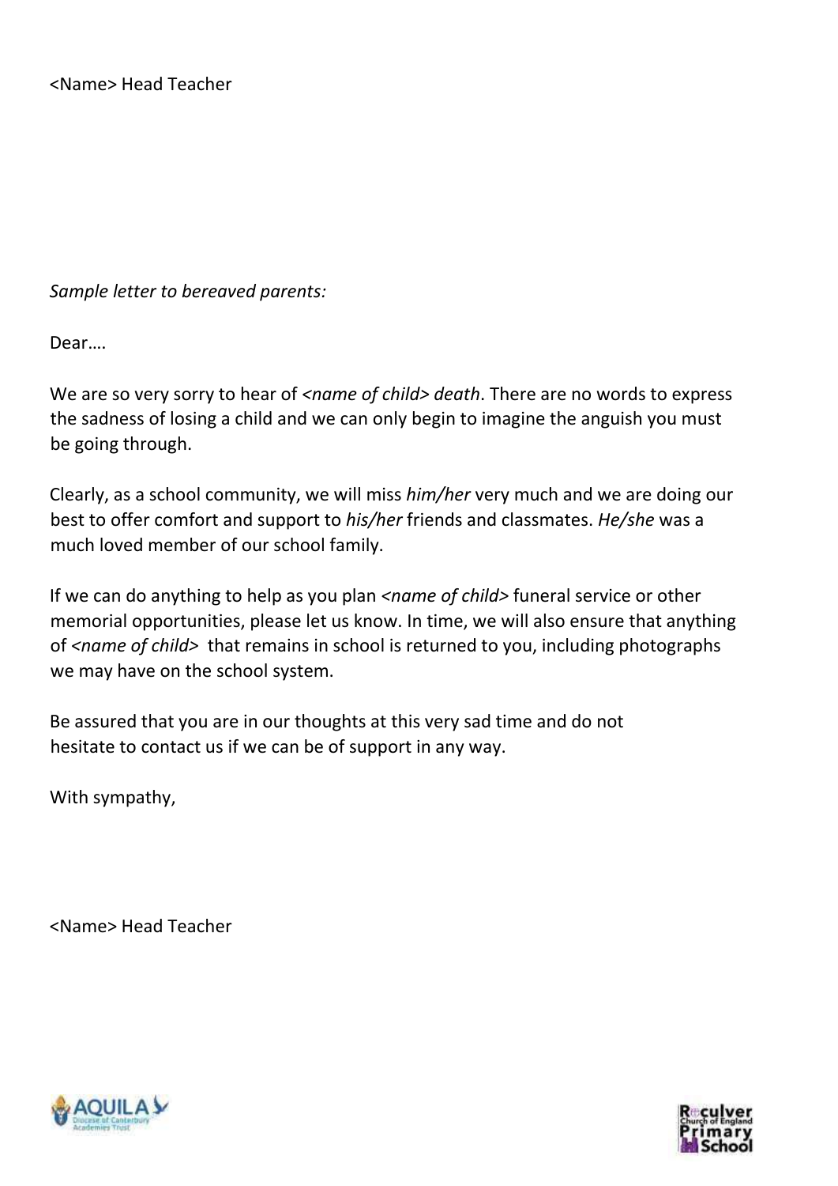<Name> Head Teacher

*Sample letter to bereaved parents:*

Dear….

We are so very sorry to hear of *<name of child> death*. There are no words to express the sadness of losing a child and we can only begin to imagine the anguish you must be going through.

Clearly, as a school community, we will miss *him/her* very much and we are doing our best to offer comfort and support to *his/her* friends and classmates. *He/she* was a much loved member of our school family.

If we can do anything to help as you plan *<name of child>* funeral service or other memorial opportunities, please let us know. In time, we will also ensure that anything of *<name of child>* that remains in school is returned to you, including photographs we may have on the school system.

Be assured that you are in our thoughts at this very sad time and do not hesitate to contact us if we can be of support in any way.

With sympathy,

<Name> Head Teacher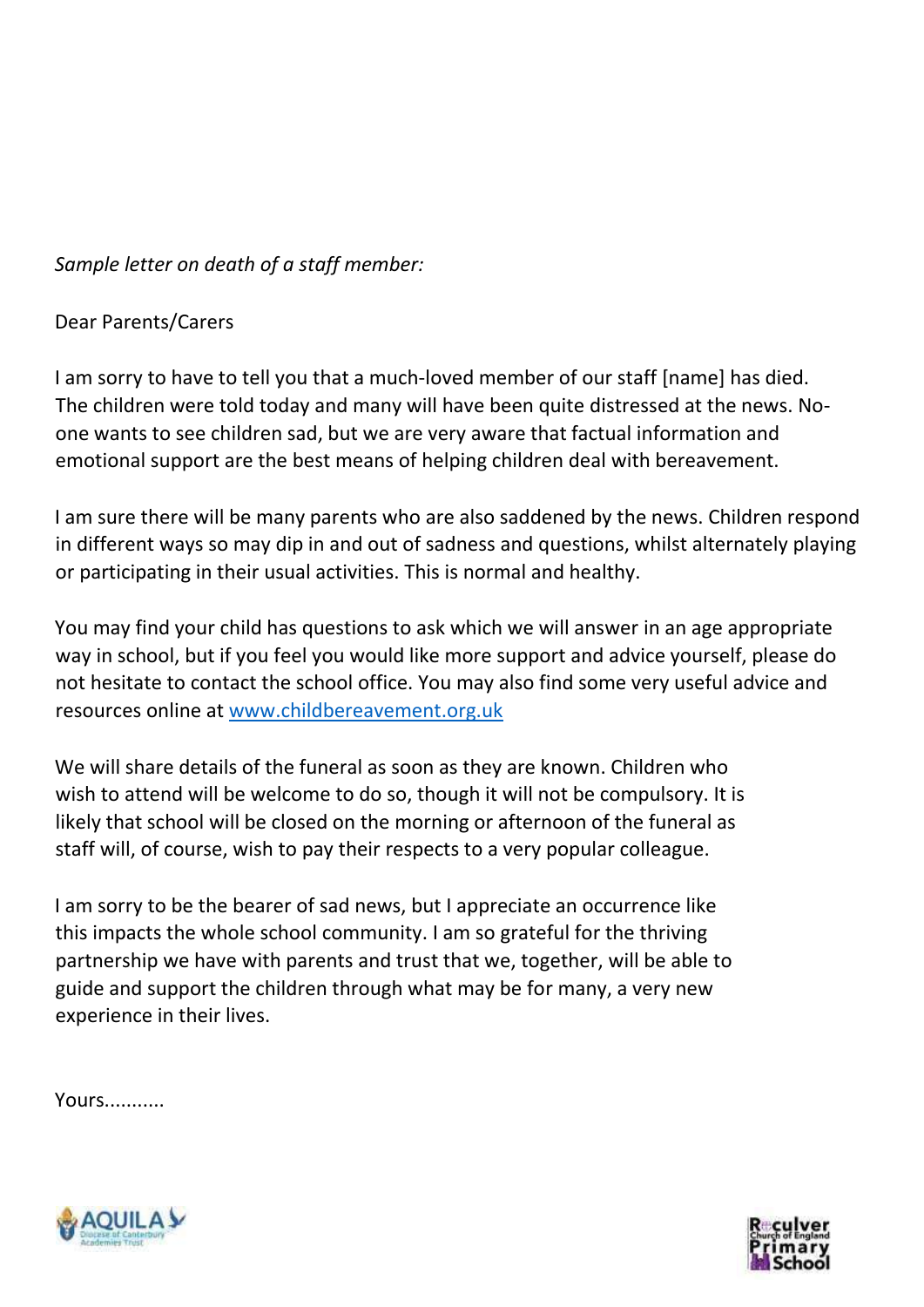*Sample letter on death of a staff member:*

Dear Parents/Carers

I am sorry to have to tell you that a much-loved member of our staff [name] has died. The children were told today and many will have been quite distressed at the news. No-one wants to see children sad, but we are very aware that factual information and emotional support are the best means of helping children deal with bereavement.

I am sure there will be many parents who are also saddened by the news. Children respond in different ways so may dip in and out of sadness and questions, whilst alternately playing or participating in their usual activities. This is normal and healthy.

You may find your child has questions to ask which we will answer in an age appropriate way in school, but if you feel you would like more support and advice yourself, please do not hesitate to contact the school office. You may also find some very useful advice and resources online at [www.childbereavement.org.uk](http://www.childbereavement.org.uk)

We will share details of the funeral as soon as they are known. Children who wish to attend will be welcome to do so, though it will not be compulsory. It is likely that school will be closed on the morning or afternoon of the funeral as staff will, of course, wish to pay their respects to a very popular colleague.

I am sorry to be the bearer of sad news, but I appreciate an occurrence like this impacts the whole school community. I am so grateful for the thriving partnership we have with parents and trust that we, together, will be able to guide and support the children through what may be for many, a very new experience in their lives.

Yours...........